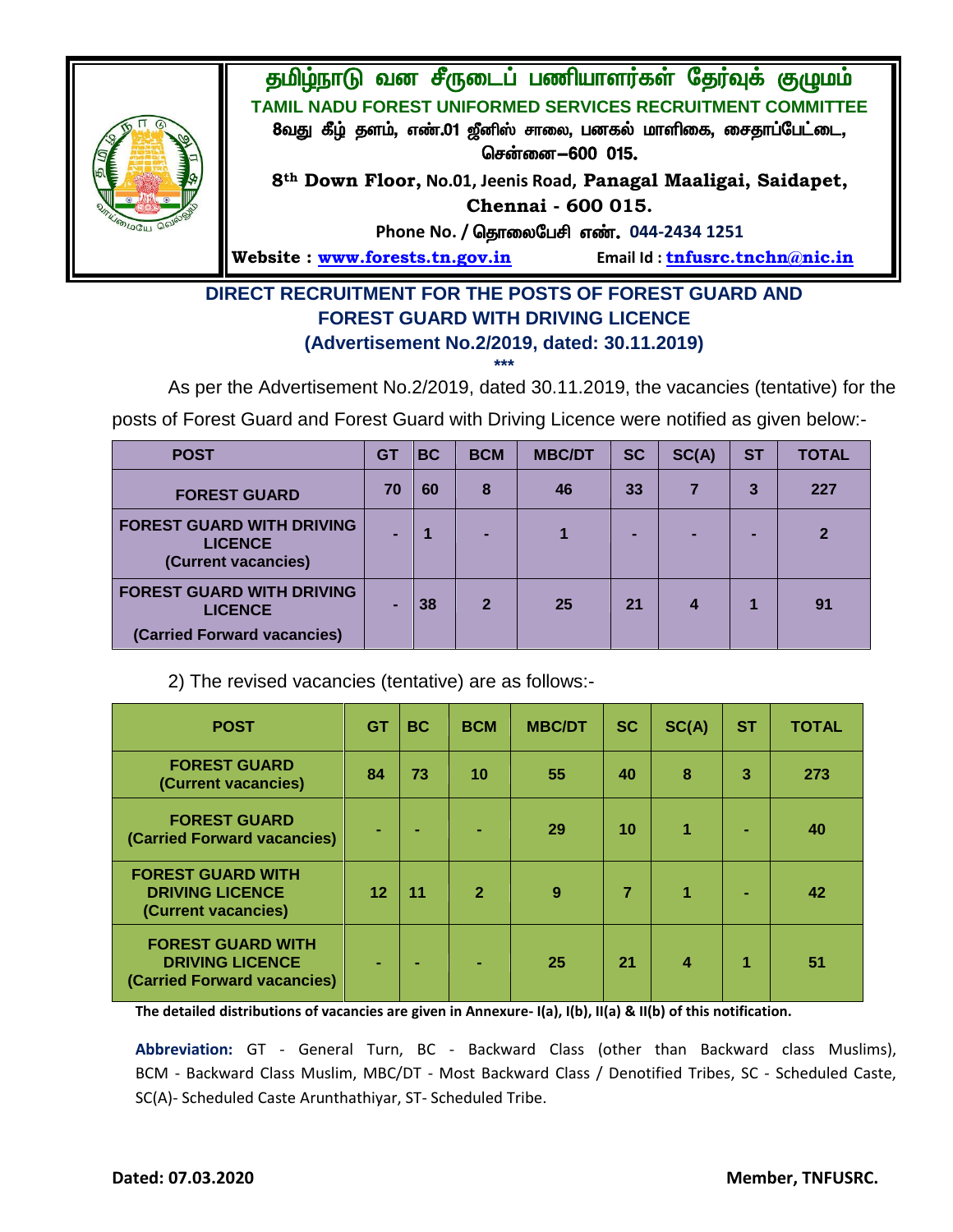# தமிழ்நாடு வன சீருடைப் பணியாளர்கள் தேர்வுக் குழுமம்

## TAMIL NADU FOREST UNIFORMED SERVICES RECRUITMENT COMMITTEE

8வது கீழ் தளம், எண்.01 ஜீனிஸ் சாலை, பனகல் மாளிகை, சைதாப்பேட்டை, சென்னை—600 015.

8th Down Floor, No.01, Jeenis Road, Panagal Maaligai, Saidapet, Chennai - 600 015.

Phone No. / தொலைபேசி எண். 044-2434 1251

Website : www.forests.tn.gov.in Email Id : tnfusrc.tnchn@nic.in

## DIRECT RECRUITMENT FOR THE POSTS OF FOREST GUARD AND FOREST GUARD WITH DRIVING LICENCE (Advertisement No.2/2019, dated: 30.11.2019)

***

As per the Advertisement No.2/2019, dated 30.11.2019, the vacancies (tentative) for the posts of Forest Guard and Forest Guard with Driving Licence were notified as given below:-

| POST | GT | BC | BCM | MBC/DT | SC | SC(A) | ST | TOTAL |
|---|---|---|---|---|---|---|---|---|
| FOREST GUARD | 70 | 60 | 8 | 46 | 33 | 7 | 3 | 227 |
| FOREST GUARD WITH DRIVING LICENCE (Current vacancies) | - | 1 | - | 1 | - | - | - | 2 |
| FOREST GUARD WITH DRIVING LICENCE (Carried Forward vacancies) | - | 38 | 2 | 25 | 21 | 4 | 1 | 91 |

2) The revised vacancies (tentative) are as follows:-

| POST | GT | BC | BCM | MBC/DT | SC | SC(A) | ST | TOTAL |
|---|---|---|---|---|---|---|---|---|
| FOREST GUARD (Current vacancies) | 84 | 73 | 10 | 55 | 40 | 8 | 3 | 273 |
| FOREST GUARD (Carried Forward vacancies) | - | - | - | 29 | 10 | 1 | - | 40 |
| FOREST GUARD WITH DRIVING LICENCE (Current vacancies) | 12 | 11 | 2 | 9 | 7 | 1 | - | 42 |
| FOREST GUARD WITH DRIVING LICENCE (Carried Forward vacancies) | - | - | - | 25 | 21 | 4 | 1 | 51 |

**The detailed distributions of vacancies are given in Annexure- I(a), I(b), II(a) & II(b) of this notification.**

**Abbreviation:** GT - General Turn, BC - Backward Class (other than Backward class Muslims), BCM - Backward Class Muslim, MBC/DT - Most Backward Class / Denotified Tribes, SC - Scheduled Caste, SC(A)- Scheduled Caste Arunthathiyar, ST- Scheduled Tribe.

**Dated: 07.03.2020** **Member, TNFUSRC.**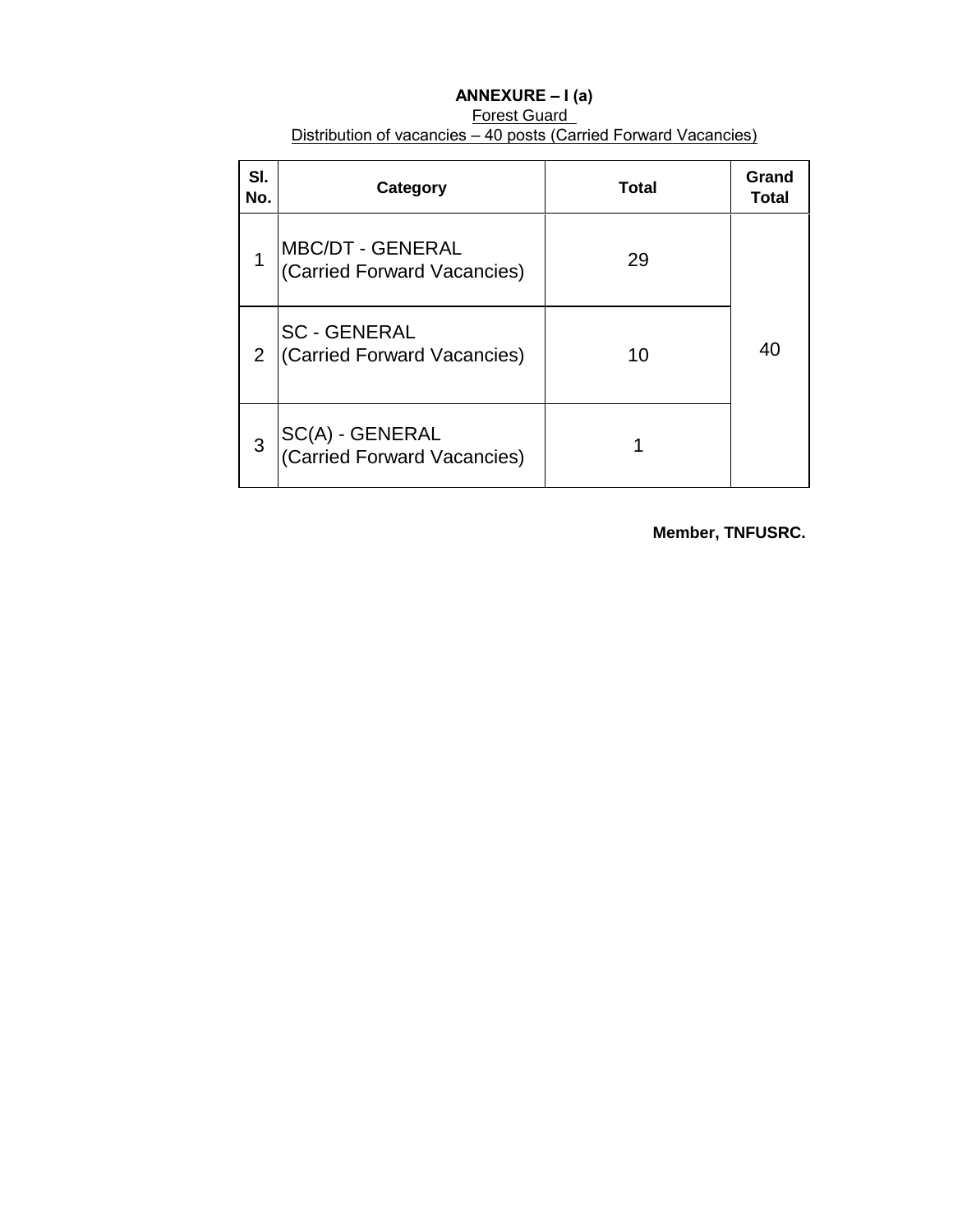**ANNEXURE – I (a)**

Forest Guard

Distribution of vacancies – 40 posts (Carried Forward Vacancies)

| Sl. No. | Category | Total | Grand Total |
|---|---|---|---|
| 1 | MBC/DT - GENERAL (Carried Forward Vacancies) | 29 | 40 |
| 2 | SC - GENERAL (Carried Forward Vacancies) | 10 | |
| 3 | SC(A) - GENERAL (Carried Forward Vacancies) | 1 | |

**Member, TNFUSRC.**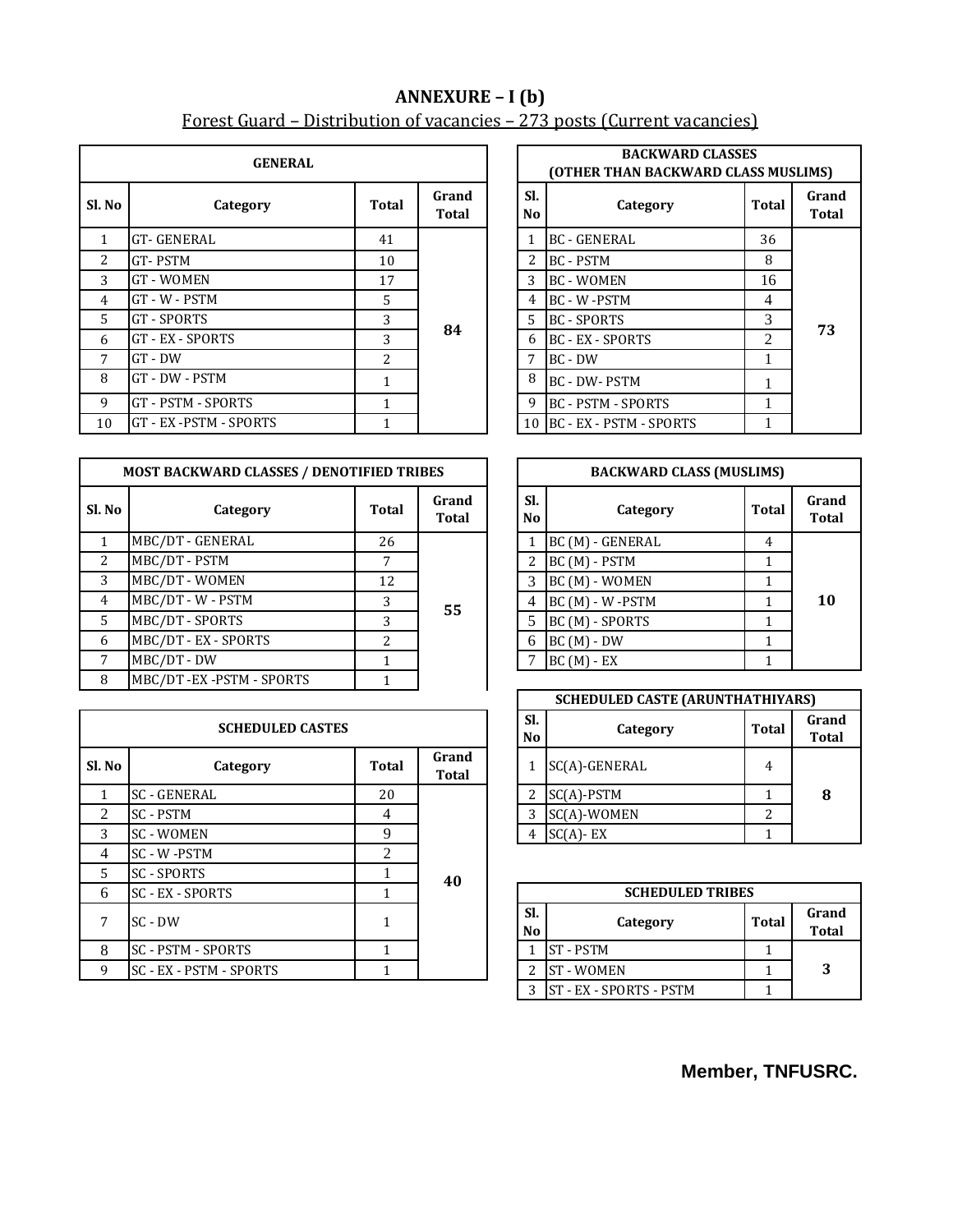# ANNEXURE – I (b)

Forest Guard – Distribution of vacancies – 273 posts (Current vacancies)

| GENERAL | | | |
|---|---|---|---|
| **Sl. No** | **Category** | **Total** | **Grand Total** |
| 1 | GT- GENERAL | 41 | 84 |
| 2 | GT- PSTM | 10 | |
| 3 | GT - WOMEN | 17 | |
| 4 | GT - W - PSTM | 5 | |
| 5 | GT - SPORTS | 3 | |
| 6 | GT - EX - SPORTS | 3 | |
| 7 | GT - DW | 2 | |
| 8 | GT - DW - PSTM | 1 | |
| 9 | GT - PSTM - SPORTS | 1 | |
| 10 | GT - EX -PSTM - SPORTS | 1 | |

| BACKWARD CLASSES (OTHER THAN BACKWARD CLASS MUSLIMS) | | | |
|---|---|---|---|
| **Sl. No** | **Category** | **Total** | **Grand Total** |
| 1 | BC - GENERAL | 36 | 73 |
| 2 | BC - PSTM | 8 | |
| 3 | BC - WOMEN | 16 | |
| 4 | BC - W -PSTM | 4 | |
| 5 | BC - SPORTS | 3 | |
| 6 | BC - EX - SPORTS | 2 | |
| 7 | BC - DW | 1 | |
| 8 | BC - DW- PSTM | 1 | |
| 9 | BC - PSTM - SPORTS | 1 | |
| 10 | BC - EX - PSTM - SPORTS | 1 | |

| MOST BACKWARD CLASSES / DENOTIFIED TRIBES | | | |
|---|---|---|---|
| **Sl. No** | **Category** | **Total** | **Grand Total** |
| 1 | MBC/DT - GENERAL | 26 | 55 |
| 2 | MBC/DT - PSTM | 7 | |
| 3 | MBC/DT - WOMEN | 12 | |
| 4 | MBC/DT - W - PSTM | 3 | |
| 5 | MBC/DT - SPORTS | 3 | |
| 6 | MBC/DT - EX - SPORTS | 2 | |
| 7 | MBC/DT - DW | 1 | |
| 8 | MBC/DT -EX -PSTM - SPORTS | 1 | |

| BACKWARD CLASS (MUSLIMS) | | | |
|---|---|---|---|
| **Sl. No** | **Category** | **Total** | **Grand Total** |
| 1 | BC (M) - GENERAL | 4 | 10 |
| 2 | BC (M) - PSTM | 1 | |
| 3 | BC (M) - WOMEN | 1 | |
| 4 | BC (M) - W -PSTM | 1 | |
| 5 | BC (M) - SPORTS | 1 | |
| 6 | BC (M) - DW | 1 | |
| 7 | BC (M) - EX | 1 | |

| SCHEDULED CASTES | | | |
|---|---|---|---|
| **Sl. No** | **Category** | **Total** | **Grand Total** |
| 1 | SC - GENERAL | 20 | 40 |
| 2 | SC - PSTM | 4 | |
| 3 | SC - WOMEN | 9 | |
| 4 | SC - W -PSTM | 2 | |
| 5 | SC - SPORTS | 1 | |
| 6 | SC - EX - SPORTS | 1 | |
| 7 | SC - DW | 1 | |
| 8 | SC - PSTM - SPORTS | 1 | |
| 9 | SC - EX - PSTM - SPORTS | 1 | |

| SCHEDULED CASTE (ARUNTHATHIYARS) | | | |
|---|---|---|---|
| **Sl. No** | **Category** | **Total** | **Grand Total** |
| 1 | SC(A)-GENERAL | 4 | 8 |
| 2 | SC(A)-PSTM | 1 | |
| 3 | SC(A)-WOMEN | 2 | |
| 4 | SC(A)- EX | 1 | |

| SCHEDULED TRIBES | | | |
|---|---|---|---|
| **Sl. No** | **Category** | **Total** | **Grand Total** |
| 1 | ST - PSTM | 1 | 3 |
| 2 | ST - WOMEN | 1 | |
| 3 | ST - EX - SPORTS - PSTM | 1 | |

**Member, TNFUSRC.**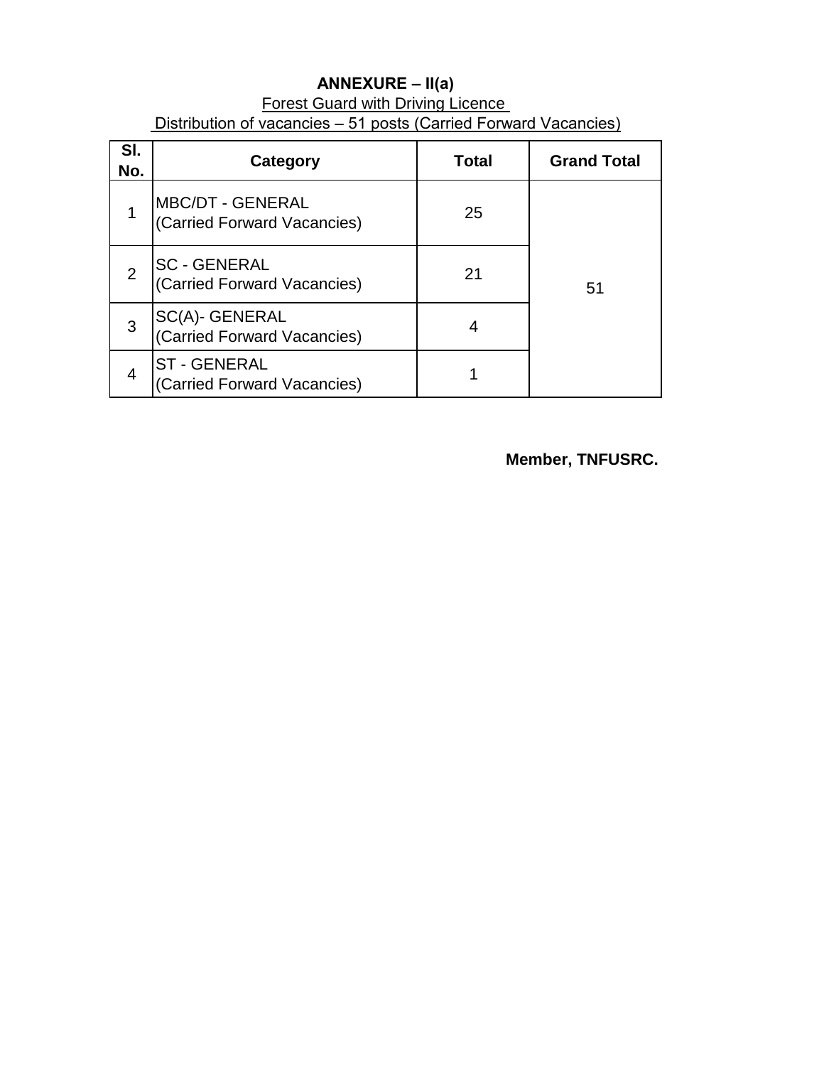## ANNEXURE – II(a)

Forest Guard with Driving Licence

Distribution of vacancies – 51 posts (Carried Forward Vacancies)

| Sl. No. | Category | Total | Grand Total |
|---|---|---|---|
| 1 | MBC/DT - GENERAL (Carried Forward Vacancies) | 25 | 51 |
| 2 | SC - GENERAL (Carried Forward Vacancies) | 21 | |
| 3 | SC(A)- GENERAL (Carried Forward Vacancies) | 4 | |
| 4 | ST - GENERAL (Carried Forward Vacancies) | 1 | |

**Member, TNFUSRC.**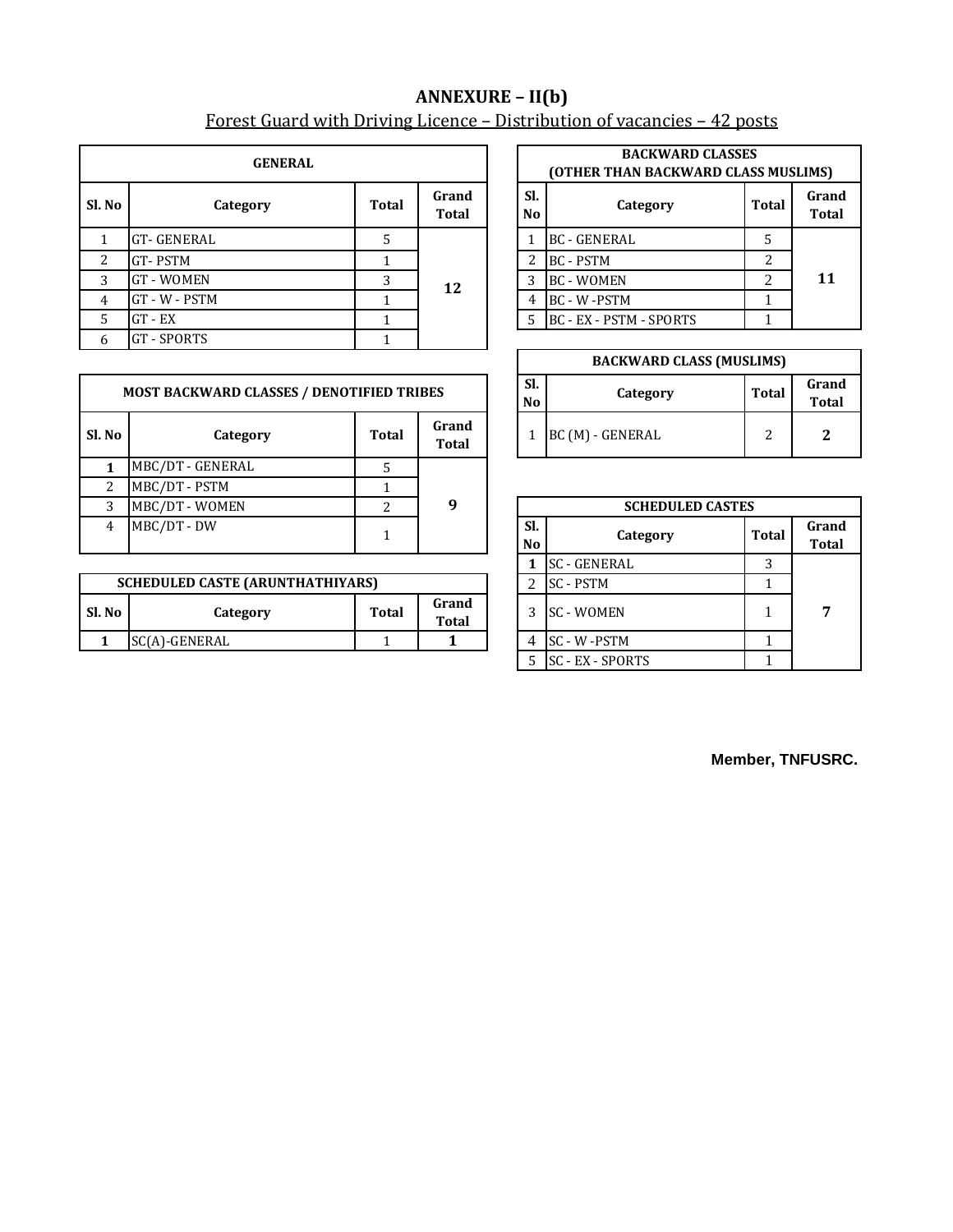# ANNEXURE – II(b)

Forest Guard with Driving Licence – Distribution of vacancies – 42 posts

| GENERAL | | | |
|---|---|---|---|
| Sl. No | Category | Total | Grand Total |
| 1 | GT- GENERAL | 5 | 12 |
| 2 | GT- PSTM | 1 | |
| 3 | GT - WOMEN | 3 | |
| 4 | GT - W - PSTM | 1 | |
| 5 | GT - EX | 1 | |
| 6 | GT - SPORTS | 1 | |

| MOST BACKWARD CLASSES / DENOTIFIED TRIBES | | | |
|---|---|---|---|
| Sl. No | Category | Total | Grand Total |
| 1 | MBC/DT - GENERAL | 5 | 9 |
| 2 | MBC/DT - PSTM | 1 | |
| 3 | MBC/DT - WOMEN | 2 | |
| 4 | MBC/DT - DW | 1 | |

| SCHEDULED CASTE (ARUNTHATHIYARS) | | | |
|---|---|---|---|
| Sl. No | Category | Total | Grand Total |
| 1 | SC(A)-GENERAL | 1 | 1 |

| BACKWARD CLASSES (OTHER THAN BACKWARD CLASS MUSLIMS) | | | |
|---|---|---|---|
| Sl. No | Category | Total | Grand Total |
| 1 | BC - GENERAL | 5 | 11 |
| 2 | BC - PSTM | 2 | |
| 3 | BC - WOMEN | 2 | |
| 4 | BC - W -PSTM | 1 | |
| 5 | BC - EX - PSTM - SPORTS | 1 | |

| BACKWARD CLASS (MUSLIMS) | | | |
|---|---|---|---|
| Sl. No | Category | Total | Grand Total |
| 1 | BC (M) - GENERAL | 2 | 2 |

| SCHEDULED CASTES | | | |
|---|---|---|---|
| Sl. No | Category | Total | Grand Total |
| 1 | SC - GENERAL | 3 | 7 |
| 2 | SC - PSTM | 1 | |
| 3 | SC - WOMEN | 1 | |
| 4 | SC - W -PSTM | 1 | |
| 5 | SC - EX - SPORTS | 1 | |

**Member, TNFUSRC.**